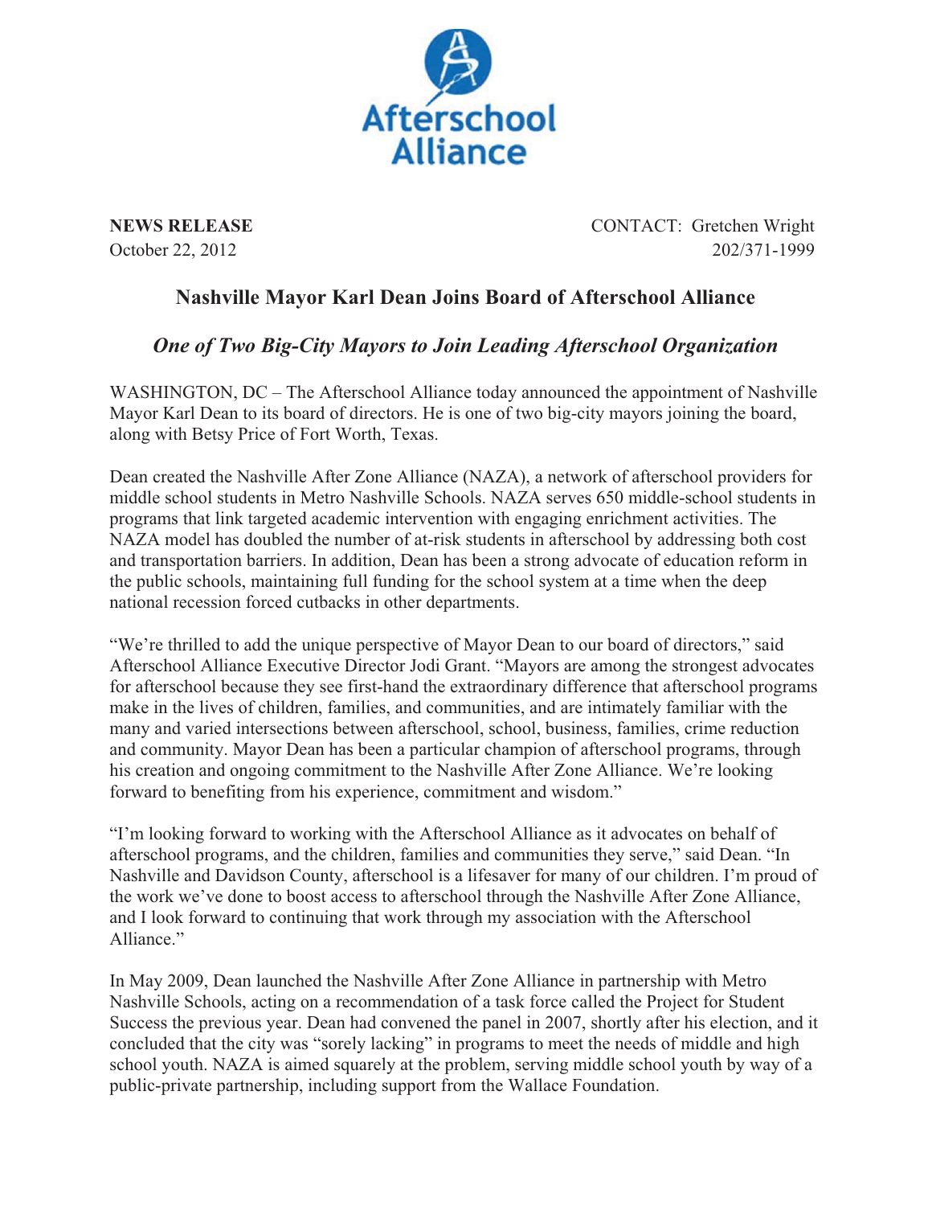Afterschool Alliance

**NEWS RELEASE**
October 22, 2012

CONTACT: Gretchen Wright
202/371-1999

# Nashville Mayor Karl Dean Joins Board of Afterschool Alliance

## *One of Two Big-City Mayors to Join Leading Afterschool Organization*

WASHINGTON, DC – The Afterschool Alliance today announced the appointment of Nashville Mayor Karl Dean to its board of directors. He is one of two big-city mayors joining the board, along with Betsy Price of Fort Worth, Texas.

Dean created the Nashville After Zone Alliance (NAZA), a network of afterschool providers for middle school students in Metro Nashville Schools. NAZA serves 650 middle-school students in programs that link targeted academic intervention with engaging enrichment activities. The NAZA model has doubled the number of at-risk students in afterschool by addressing both cost and transportation barriers. In addition, Dean has been a strong advocate of education reform in the public schools, maintaining full funding for the school system at a time when the deep national recession forced cutbacks in other departments.

"We're thrilled to add the unique perspective of Mayor Dean to our board of directors," said Afterschool Alliance Executive Director Jodi Grant. "Mayors are among the strongest advocates for afterschool because they see first-hand the extraordinary difference that afterschool programs make in the lives of children, families, and communities, and are intimately familiar with the many and varied intersections between afterschool, school, business, families, crime reduction and community. Mayor Dean has been a particular champion of afterschool programs, through his creation and ongoing commitment to the Nashville After Zone Alliance. We're looking forward to benefiting from his experience, commitment and wisdom."

"I'm looking forward to working with the Afterschool Alliance as it advocates on behalf of afterschool programs, and the children, families and communities they serve," said Dean. "In Nashville and Davidson County, afterschool is a lifesaver for many of our children. I'm proud of the work we've done to boost access to afterschool through the Nashville After Zone Alliance, and I look forward to continuing that work through my association with the Afterschool Alliance."

In May 2009, Dean launched the Nashville After Zone Alliance in partnership with Metro Nashville Schools, acting on a recommendation of a task force called the Project for Student Success the previous year. Dean had convened the panel in 2007, shortly after his election, and it concluded that the city was "sorely lacking" in programs to meet the needs of middle and high school youth. NAZA is aimed squarely at the problem, serving middle school youth by way of a public-private partnership, including support from the Wallace Foundation.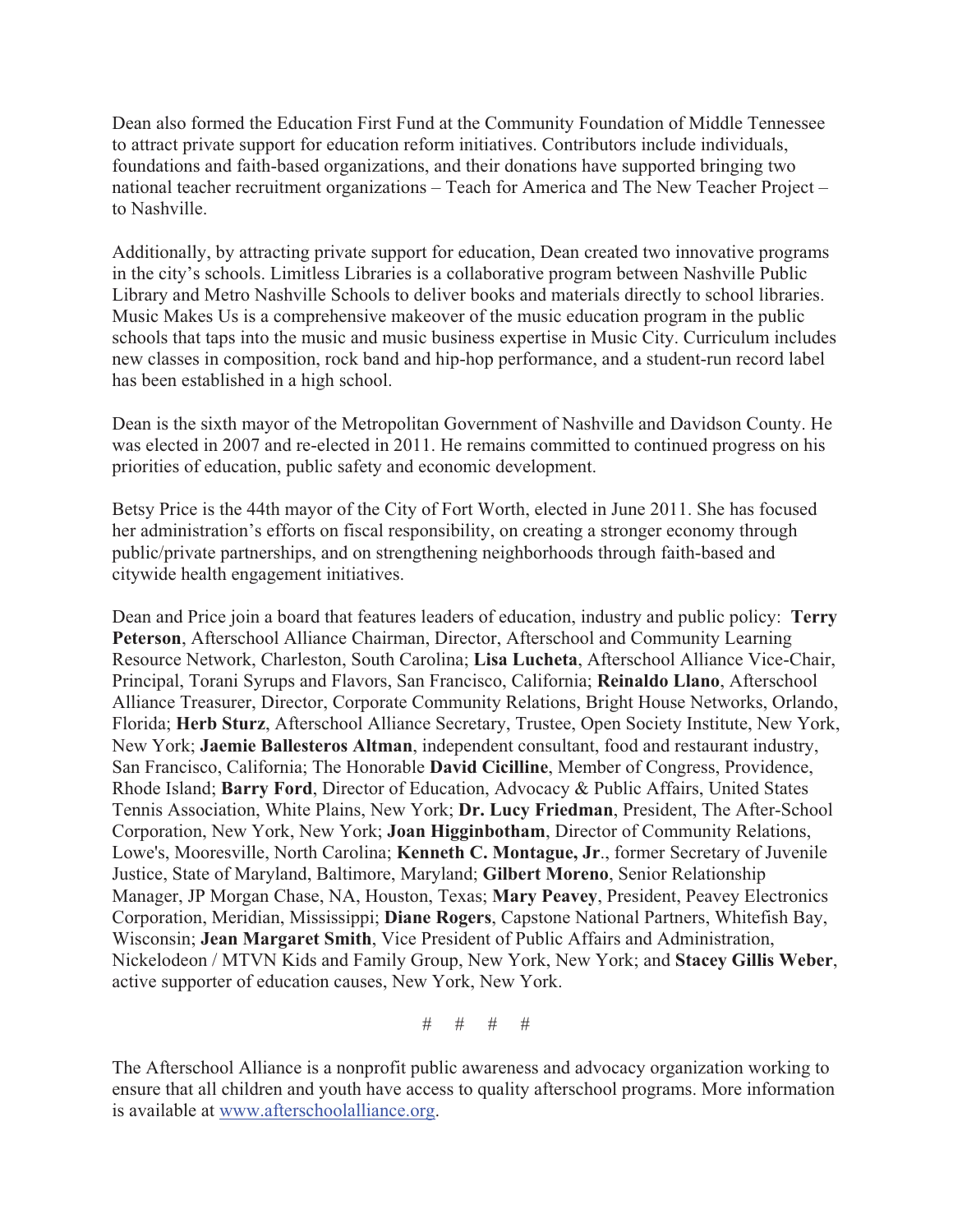Dean also formed the Education First Fund at the Community Foundation of Middle Tennessee to attract private support for education reform initiatives. Contributors include individuals, foundations and faith-based organizations, and their donations have supported bringing two national teacher recruitment organizations – Teach for America and The New Teacher Project – to Nashville.

Additionally, by attracting private support for education, Dean created two innovative programs in the city's schools. Limitless Libraries is a collaborative program between Nashville Public Library and Metro Nashville Schools to deliver books and materials directly to school libraries. Music Makes Us is a comprehensive makeover of the music education program in the public schools that taps into the music and music business expertise in Music City. Curriculum includes new classes in composition, rock band and hip-hop performance, and a student-run record label has been established in a high school.

Dean is the sixth mayor of the Metropolitan Government of Nashville and Davidson County. He was elected in 2007 and re-elected in 2011. He remains committed to continued progress on his priorities of education, public safety and economic development.

Betsy Price is the 44th mayor of the City of Fort Worth, elected in June 2011. She has focused her administration's efforts on fiscal responsibility, on creating a stronger economy through public/private partnerships, and on strengthening neighborhoods through faith-based and citywide health engagement initiatives.

Dean and Price join a board that features leaders of education, industry and public policy: **Terry Peterson**, Afterschool Alliance Chairman, Director, Afterschool and Community Learning Resource Network, Charleston, South Carolina; **Lisa Lucheta**, Afterschool Alliance Vice-Chair, Principal, Torani Syrups and Flavors, San Francisco, California; **Reinaldo Llano**, Afterschool Alliance Treasurer, Director, Corporate Community Relations, Bright House Networks, Orlando, Florida; **Herb Sturz**, Afterschool Alliance Secretary, Trustee, Open Society Institute, New York, New York; **Jaemie Ballesteros Altman**, independent consultant, food and restaurant industry, San Francisco, California; The Honorable **David Cicilline**, Member of Congress, Providence, Rhode Island; **Barry Ford**, Director of Education, Advocacy & Public Affairs, United States Tennis Association, White Plains, New York; **Dr. Lucy Friedman**, President, The After-School Corporation, New York, New York; **Joan Higginbotham**, Director of Community Relations, Lowe's, Mooresville, North Carolina; **Kenneth C. Montague, Jr**., former Secretary of Juvenile Justice, State of Maryland, Baltimore, Maryland; **Gilbert Moreno**, Senior Relationship Manager, JP Morgan Chase, NA, Houston, Texas; **Mary Peavey**, President, Peavey Electronics Corporation, Meridian, Mississippi; **Diane Rogers**, Capstone National Partners, Whitefish Bay, Wisconsin; **Jean Margaret Smith**, Vice President of Public Affairs and Administration, Nickelodeon / MTVN Kids and Family Group, New York, New York; and **Stacey Gillis Weber**, active supporter of education causes, New York, New York.

# # # #

The Afterschool Alliance is a nonprofit public awareness and advocacy organization working to ensure that all children and youth have access to quality afterschool programs. More information is available at [www.afterschoolalliance.org](http://www.afterschoolalliance.org).